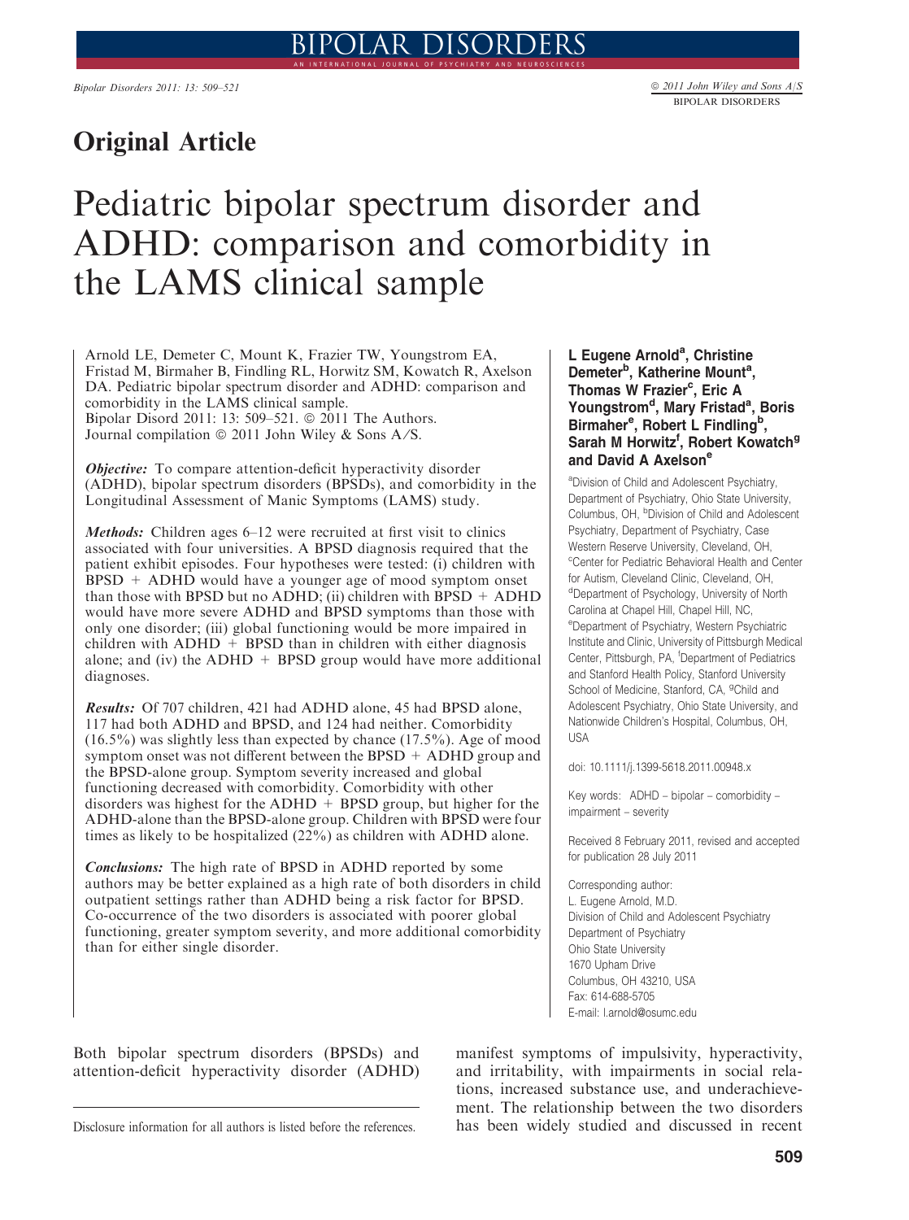# Original Article

# Pediatric bipolar spectrum disorder and ADHD: comparison and comorbidity in the LAMS clinical sample

**L Eugene Arnold[a], Christine Demeter[b], Katherine Mount[a], Thomas W Frazier[c], Eric A Youngstrom[d], Mary Fristad[a], Boris Birmaher[e], Robert L Findling[b], Sarah M Horwitz[f], Robert Kowatch[g] and David A Axelson[e]**

[a]Division of Child and Adolescent Psychiatry, Department of Psychiatry, Ohio State University, Columbus, OH, [b]Division of Child and Adolescent Psychiatry, Department of Psychiatry, Case Western Reserve University, Cleveland, OH, [c]Center for Pediatric Behavioral Health and Center for Autism, Cleveland Clinic, Cleveland, OH, [d]Department of Psychology, University of North Carolina at Chapel Hill, Chapel Hill, NC, [e]Department of Psychiatry, Western Psychiatric Institute and Clinic, University of Pittsburgh Medical Center, Pittsburgh, PA, [f]Department of Pediatrics and Stanford Health Policy, Stanford University School of Medicine, Stanford, CA, [g]Child and Adolescent Psychiatry, Ohio State University, and Nationwide Children's Hospital, Columbus, OH, USA

doi: 10.1111/j.1399-5618.2011.00948.x

Key words: ADHD – bipolar – comorbidity – impairment – severity

Received 8 February 2011, revised and accepted for publication 28 July 2011

Corresponding author:
L. Eugene Arnold, M.D.
Division of Child and Adolescent Psychiatry
Department of Psychiatry
Ohio State University
1670 Upham Drive
Columbus, OH 43210, USA
Fax: 614-688-5705
E-mail: l.arnold@osumc.edu

Arnold LE, Demeter C, Mount K, Frazier TW, Youngstrom EA, Fristad M, Birmaher B, Findling RL, Horwitz SM, Kowatch R, Axelson DA. Pediatric bipolar spectrum disorder and ADHD: comparison and comorbidity in the LAMS clinical sample.
Bipolar Disord 2011: 13: 509–521. © 2011 The Authors.
Journal compilation © 2011 John Wiley & Sons A/S.

***Objective:*** To compare attention-deficit hyperactivity disorder (ADHD), bipolar spectrum disorders (BPSDs), and comorbidity in the Longitudinal Assessment of Manic Symptoms (LAMS) study.

***Methods:*** Children ages 6–12 were recruited at first visit to clinics associated with four universities. A BPSD diagnosis required that the patient exhibit episodes. Four hypotheses were tested: (i) children with BPSD + ADHD would have a younger age of mood symptom onset than those with BPSD but no ADHD; (ii) children with BPSD + ADHD would have more severe ADHD and BPSD symptoms than those with only one disorder; (iii) global functioning would be more impaired in children with ADHD + BPSD than in children with either diagnosis alone; and (iv) the ADHD + BPSD group would have more additional diagnoses.

***Results:*** Of 707 children, 421 had ADHD alone, 45 had BPSD alone, 117 had both ADHD and BPSD, and 124 had neither. Comorbidity (16.5%) was slightly less than expected by chance (17.5%). Age of mood symptom onset was not different between the BPSD + ADHD group and the BPSD-alone group. Symptom severity increased and global functioning decreased with comorbidity. Comorbidity with other disorders was highest for the ADHD + BPSD group, but higher for the ADHD-alone than the BPSD-alone group. Children with BPSD were four times as likely to be hospitalized (22%) as children with ADHD alone.

***Conclusions:*** The high rate of BPSD in ADHD reported by some authors may be better explained as a high rate of both disorders in child outpatient settings rather than ADHD being a risk factor for BPSD. Co-occurrence of the two disorders is associated with poorer global functioning, greater symptom severity, and more additional comorbidity than for either single disorder.

Both bipolar spectrum disorders (BPSDs) and attention-deficit hyperactivity disorder (ADHD) manifest symptoms of impulsivity, hyperactivity, and irritability, with impairments in social relations, increased substance use, and underachievement. The relationship between the two disorders has been widely studied and discussed in recent

Disclosure information for all authors is listed before the references.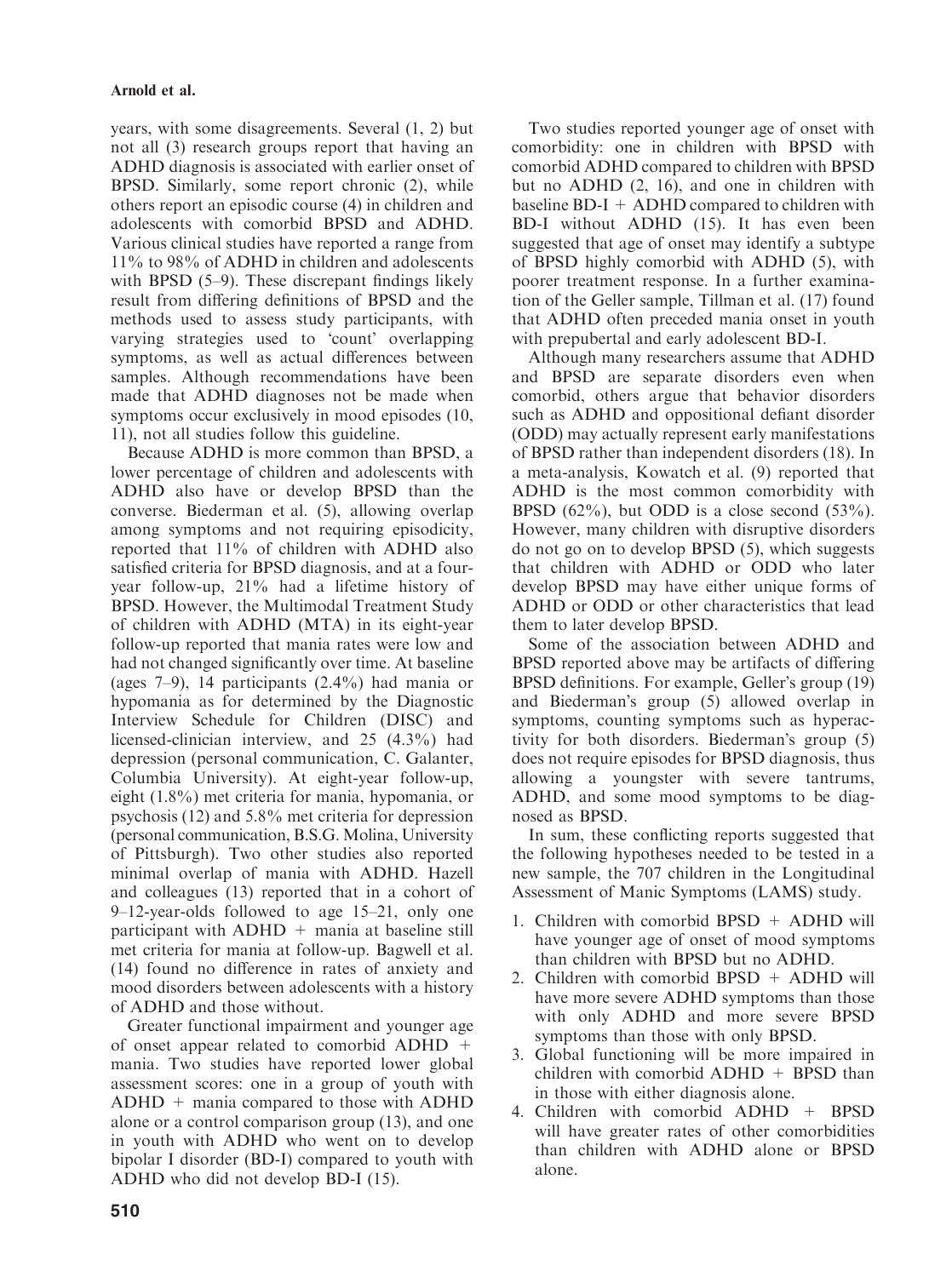years, with some disagreements. Several (1, 2) but not all (3) research groups report that having an ADHD diagnosis is associated with earlier onset of BPSD. Similarly, some report chronic (2), while others report an episodic course (4) in children and adolescents with comorbid BPSD and ADHD. Various clinical studies have reported a range from 11% to 98% of ADHD in children and adolescents with BPSD (5–9). These discrepant findings likely result from differing definitions of BPSD and the methods used to assess study participants, with varying strategies used to 'count' overlapping symptoms, as well as actual differences between samples. Although recommendations have been made that ADHD diagnoses not be made when symptoms occur exclusively in mood episodes (10, 11), not all studies follow this guideline.

Because ADHD is more common than BPSD, a lower percentage of children and adolescents with ADHD also have or develop BPSD than the converse. Biederman et al. (5), allowing overlap among symptoms and not requiring episodicity, reported that 11% of children with ADHD also satisfied criteria for BPSD diagnosis, and at a four-year follow-up, 21% had a lifetime history of BPSD. However, the Multimodal Treatment Study of children with ADHD (MTA) in its eight-year follow-up reported that mania rates were low and had not changed significantly over time. At baseline (ages 7–9), 14 participants (2.4%) had mania or hypomania as for determined by the Diagnostic Interview Schedule for Children (DISC) and licensed-clinician interview, and 25 (4.3%) had depression (personal communication, C. Galanter, Columbia University). At eight-year follow-up, eight (1.8%) met criteria for mania, hypomania, or psychosis (12) and 5.8% met criteria for depression (personal communication, B.S.G. Molina, University of Pittsburgh). Two other studies also reported minimal overlap of mania with ADHD. Hazell and colleagues (13) reported that in a cohort of 9–12-year-olds followed to age 15–21, only one participant with ADHD + mania at baseline still met criteria for mania at follow-up. Bagwell et al. (14) found no difference in rates of anxiety and mood disorders between adolescents with a history of ADHD and those without.

Greater functional impairment and younger age of onset appear related to comorbid ADHD + mania. Two studies have reported lower global assessment scores: one in a group of youth with ADHD + mania compared to those with ADHD alone or a control comparison group (13), and one in youth with ADHD who went on to develop bipolar I disorder (BD-I) compared to youth with ADHD who did not develop BD-I (15).

Two studies reported younger age of onset with comorbidity: one in children with BPSD with comorbid ADHD compared to children with BPSD but no ADHD (2, 16), and one in children with baseline BD-I + ADHD compared to children with BD-I without ADHD (15). It has even been suggested that age of onset may identify a subtype of BPSD highly comorbid with ADHD (5), with poorer treatment response. In a further examination of the Geller sample, Tillman et al. (17) found that ADHD often preceded mania onset in youth with prepubertal and early adolescent BD-I.

Although many researchers assume that ADHD and BPSD are separate disorders even when comorbid, others argue that behavior disorders such as ADHD and oppositional defiant disorder (ODD) may actually represent early manifestations of BPSD rather than independent disorders (18). In a meta-analysis, Kowatch et al. (9) reported that ADHD is the most common comorbidity with BPSD (62%), but ODD is a close second (53%). However, many children with disruptive disorders do not go on to develop BPSD (5), which suggests that children with ADHD or ODD who later develop BPSD may have either unique forms of ADHD or ODD or other characteristics that lead them to later develop BPSD.

Some of the association between ADHD and BPSD reported above may be artifacts of differing BPSD definitions. For example, Geller's group (19) and Biederman's group (5) allowed overlap in symptoms, counting symptoms such as hyperactivity for both disorders. Biederman's group (5) does not require episodes for BPSD diagnosis, thus allowing a youngster with severe tantrums, ADHD, and some mood symptoms to be diagnosed as BPSD.

In sum, these conflicting reports suggested that the following hypotheses needed to be tested in a new sample, the 707 children in the Longitudinal Assessment of Manic Symptoms (LAMS) study.

1. Children with comorbid BPSD + ADHD will have younger age of onset of mood symptoms than children with BPSD but no ADHD.
2. Children with comorbid BPSD + ADHD will have more severe ADHD symptoms than those with only ADHD and more severe BPSD symptoms than those with only BPSD.
3. Global functioning will be more impaired in children with comorbid ADHD + BPSD than in those with either diagnosis alone.
4. Children with comorbid ADHD + BPSD will have greater rates of other comorbidities than children with ADHD alone or BPSD alone.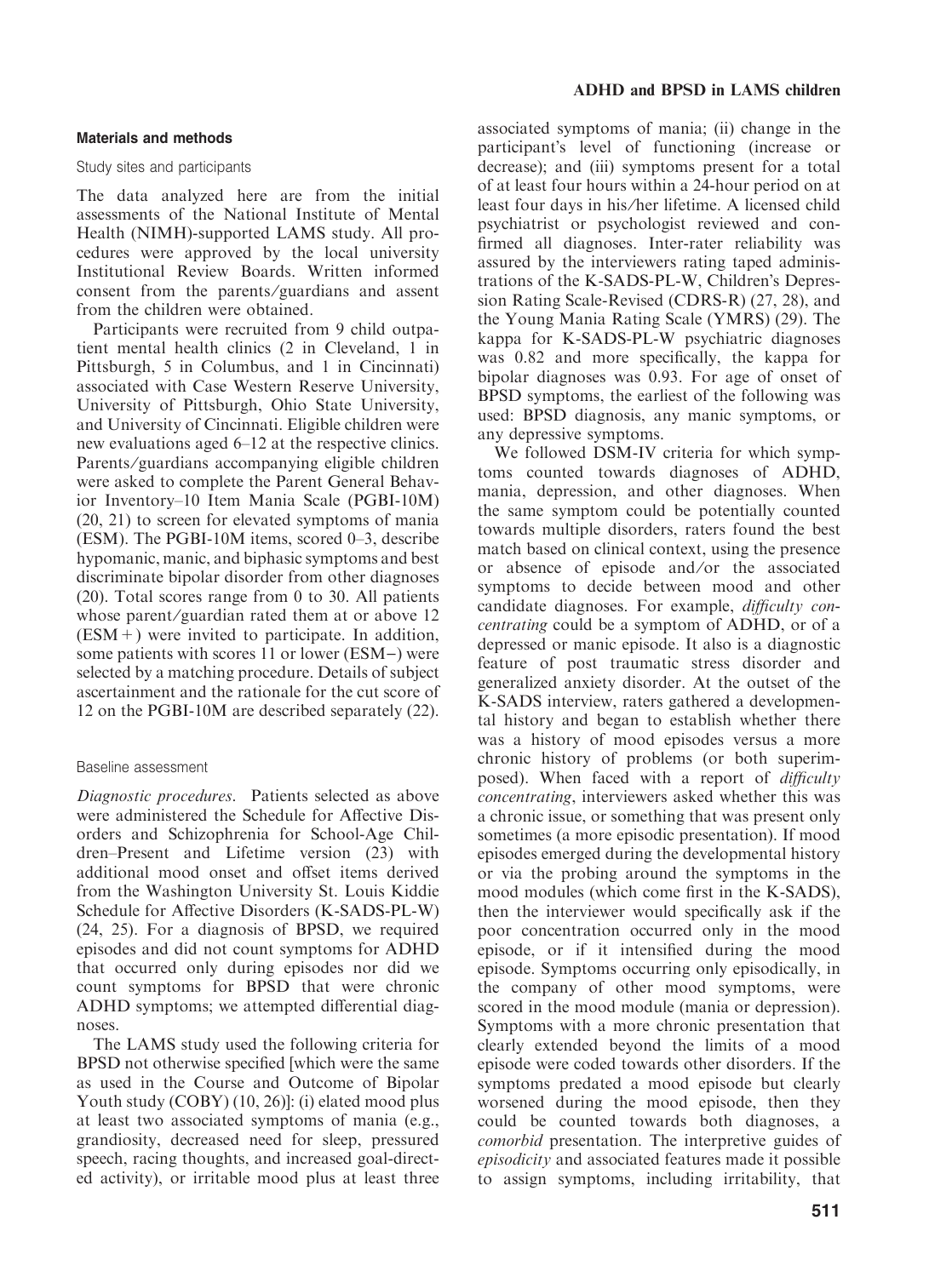## Materials and methods

### Study sites and participants

The data analyzed here are from the initial assessments of the National Institute of Mental Health (NIMH)-supported LAMS study. All procedures were approved by the local university Institutional Review Boards. Written informed consent from the parents/guardians and assent from the children were obtained.

Participants were recruited from 9 child outpatient mental health clinics (2 in Cleveland, 1 in Pittsburgh, 5 in Columbus, and 1 in Cincinnati) associated with Case Western Reserve University, University of Pittsburgh, Ohio State University, and University of Cincinnati. Eligible children were new evaluations aged 6–12 at the respective clinics. Parents/guardians accompanying eligible children were asked to complete the Parent General Behavior Inventory–10 Item Mania Scale (PGBI-10M) (20, 21) to screen for elevated symptoms of mania (ESM). The PGBI-10M items, scored 0–3, describe hypomanic, manic, and biphasic symptoms and best discriminate bipolar disorder from other diagnoses (20). Total scores range from 0 to 30. All patients whose parent/guardian rated them at or above 12 (ESM+) were invited to participate. In addition, some patients with scores 11 or lower (ESM−) were selected by a matching procedure. Details of subject ascertainment and the rationale for the cut score of 12 on the PGBI-10M are described separately (22).

### Baseline assessment

*Diagnostic procedures.* Patients selected as above were administered the Schedule for Affective Disorders and Schizophrenia for School-Age Children–Present and Lifetime version (23) with additional mood onset and offset items derived from the Washington University St. Louis Kiddie Schedule for Affective Disorders (K-SADS-PL-W) (24, 25). For a diagnosis of BPSD, we required episodes and did not count symptoms for ADHD that occurred only during episodes nor did we count symptoms for BPSD that were chronic ADHD symptoms; we attempted differential diagnoses.

The LAMS study used the following criteria for BPSD not otherwise specified [which were the same as used in the Course and Outcome of Bipolar Youth study (COBY) (10, 26)]: (i) elated mood plus at least two associated symptoms of mania (e.g., grandiosity, decreased need for sleep, pressured speech, racing thoughts, and increased goal-directed activity), or irritable mood plus at least three associated symptoms of mania; (ii) change in the participant's level of functioning (increase or decrease); and (iii) symptoms present for a total of at least four hours within a 24-hour period on at least four days in his/her lifetime. A licensed child psychiatrist or psychologist reviewed and confirmed all diagnoses. Inter-rater reliability was assured by the interviewers rating taped administrations of the K-SADS-PL-W, Children's Depression Rating Scale-Revised (CDRS-R) (27, 28), and the Young Mania Rating Scale (YMRS) (29). The kappa for K-SADS-PL-W psychiatric diagnoses was 0.82 and more specifically, the kappa for bipolar diagnoses was 0.93. For age of onset of BPSD symptoms, the earliest of the following was used: BPSD diagnosis, any manic symptoms, or any depressive symptoms.

We followed DSM-IV criteria for which symptoms counted towards diagnoses of ADHD, mania, depression, and other diagnoses. When the same symptom could be potentially counted towards multiple disorders, raters found the best match based on clinical context, using the presence or absence of episode and/or the associated symptoms to decide between mood and other candidate diagnoses. For example, *difficulty concentrating* could be a symptom of ADHD, or of a depressed or manic episode. It also is a diagnostic feature of post traumatic stress disorder and generalized anxiety disorder. At the outset of the K-SADS interview, raters gathered a developmental history and began to establish whether there was a history of mood episodes versus a more chronic history of problems (or both superimposed). When faced with a report of *difficulty concentrating*, interviewers asked whether this was a chronic issue, or something that was present only sometimes (a more episodic presentation). If mood episodes emerged during the developmental history or via the probing around the symptoms in the mood modules (which come first in the K-SADS), then the interviewer would specifically ask if the poor concentration occurred only in the mood episode, or if it intensified during the mood episode. Symptoms occurring only episodically, in the company of other mood symptoms, were scored in the mood module (mania or depression). Symptoms with a more chronic presentation that clearly extended beyond the limits of a mood episode were coded towards other disorders. If the symptoms predated a mood episode but clearly worsened during the mood episode, then they could be counted towards both diagnoses, a *comorbid* presentation. The interpretive guides of *episodicity* and associated features made it possible to assign symptoms, including irritability, that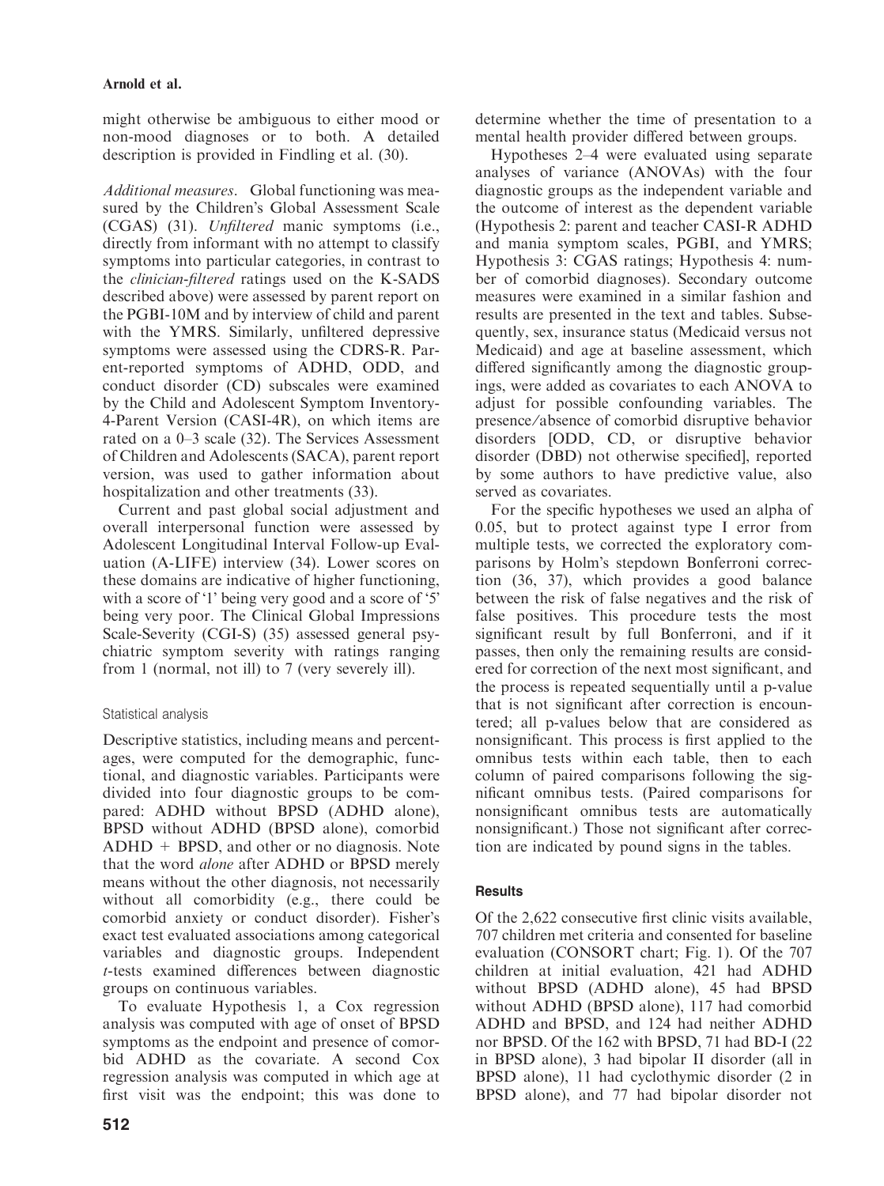might otherwise be ambiguous to either mood or non-mood diagnoses or to both. A detailed description is provided in Findling et al. (30).

*Additional measures*. Global functioning was measured by the Children's Global Assessment Scale (CGAS) (31). *Unfiltered* manic symptoms (i.e., directly from informant with no attempt to classify symptoms into particular categories, in contrast to the *clinician-filtered* ratings used on the K-SADS described above) were assessed by parent report on the PGBI-10M and by interview of child and parent with the YMRS. Similarly, unfiltered depressive symptoms were assessed using the CDRS-R. Parent-reported symptoms of ADHD, ODD, and conduct disorder (CD) subscales were examined by the Child and Adolescent Symptom Inventory-4-Parent Version (CASI-4R), on which items are rated on a 0–3 scale (32). The Services Assessment of Children and Adolescents (SACA), parent report version, was used to gather information about hospitalization and other treatments (33).

Current and past global social adjustment and overall interpersonal function were assessed by Adolescent Longitudinal Interval Follow-up Evaluation (A-LIFE) interview (34). Lower scores on these domains are indicative of higher functioning, with a score of '1' being very good and a score of '5' being very poor. The Clinical Global Impressions Scale-Severity (CGI-S) (35) assessed general psychiatric symptom severity with ratings ranging from 1 (normal, not ill) to 7 (very severely ill).

### Statistical analysis

Descriptive statistics, including means and percentages, were computed for the demographic, functional, and diagnostic variables. Participants were divided into four diagnostic groups to be compared: ADHD without BPSD (ADHD alone), BPSD without ADHD (BPSD alone), comorbid ADHD + BPSD, and other or no diagnosis. Note that the word *alone* after ADHD or BPSD merely means without the other diagnosis, not necessarily without all comorbidity (e.g., there could be comorbid anxiety or conduct disorder). Fisher's exact test evaluated associations among categorical variables and diagnostic groups. Independent *t*-tests examined differences between diagnostic groups on continuous variables.

To evaluate Hypothesis 1, a Cox regression analysis was computed with age of onset of BPSD symptoms as the endpoint and presence of comorbid ADHD as the covariate. A second Cox regression analysis was computed in which age at first visit was the endpoint; this was done to determine whether the time of presentation to a mental health provider differed between groups.

Hypotheses 2–4 were evaluated using separate analyses of variance (ANOVAs) with the four diagnostic groups as the independent variable and the outcome of interest as the dependent variable (Hypothesis 2: parent and teacher CASI-R ADHD and mania symptom scales, PGBI, and YMRS; Hypothesis 3: CGAS ratings; Hypothesis 4: number of comorbid diagnoses). Secondary outcome measures were examined in a similar fashion and results are presented in the text and tables. Subsequently, sex, insurance status (Medicaid versus not Medicaid) and age at baseline assessment, which differed significantly among the diagnostic groupings, were added as covariates to each ANOVA to adjust for possible confounding variables. The presence/absence of comorbid disruptive behavior disorders [ODD, CD, or disruptive behavior disorder (DBD) not otherwise specified], reported by some authors to have predictive value, also served as covariates.

For the specific hypotheses we used an alpha of 0.05, but to protect against type I error from multiple tests, we corrected the exploratory comparisons by Holm's stepdown Bonferroni correction (36, 37), which provides a good balance between the risk of false negatives and the risk of false positives. This procedure tests the most significant result by full Bonferroni, and if it passes, then only the remaining results are considered for correction of the next most significant, and the process is repeated sequentially until a p-value that is not significant after correction is encountered; all p-values below that are considered as nonsignificant. This process is first applied to the omnibus tests within each table, then to each column of paired comparisons following the significant omnibus tests. (Paired comparisons for nonsignificant omnibus tests are automatically nonsignificant.) Those not significant after correction are indicated by pound signs in the tables.

## Results

Of the 2,622 consecutive first clinic visits available, 707 children met criteria and consented for baseline evaluation (CONSORT chart; Fig. 1). Of the 707 children at initial evaluation, 421 had ADHD without BPSD (ADHD alone), 45 had BPSD without ADHD (BPSD alone), 117 had comorbid ADHD and BPSD, and 124 had neither ADHD nor BPSD. Of the 162 with BPSD, 71 had BD-I (22 in BPSD alone), 3 had bipolar II disorder (all in BPSD alone), 11 had cyclothymic disorder (2 in BPSD alone), and 77 had bipolar disorder not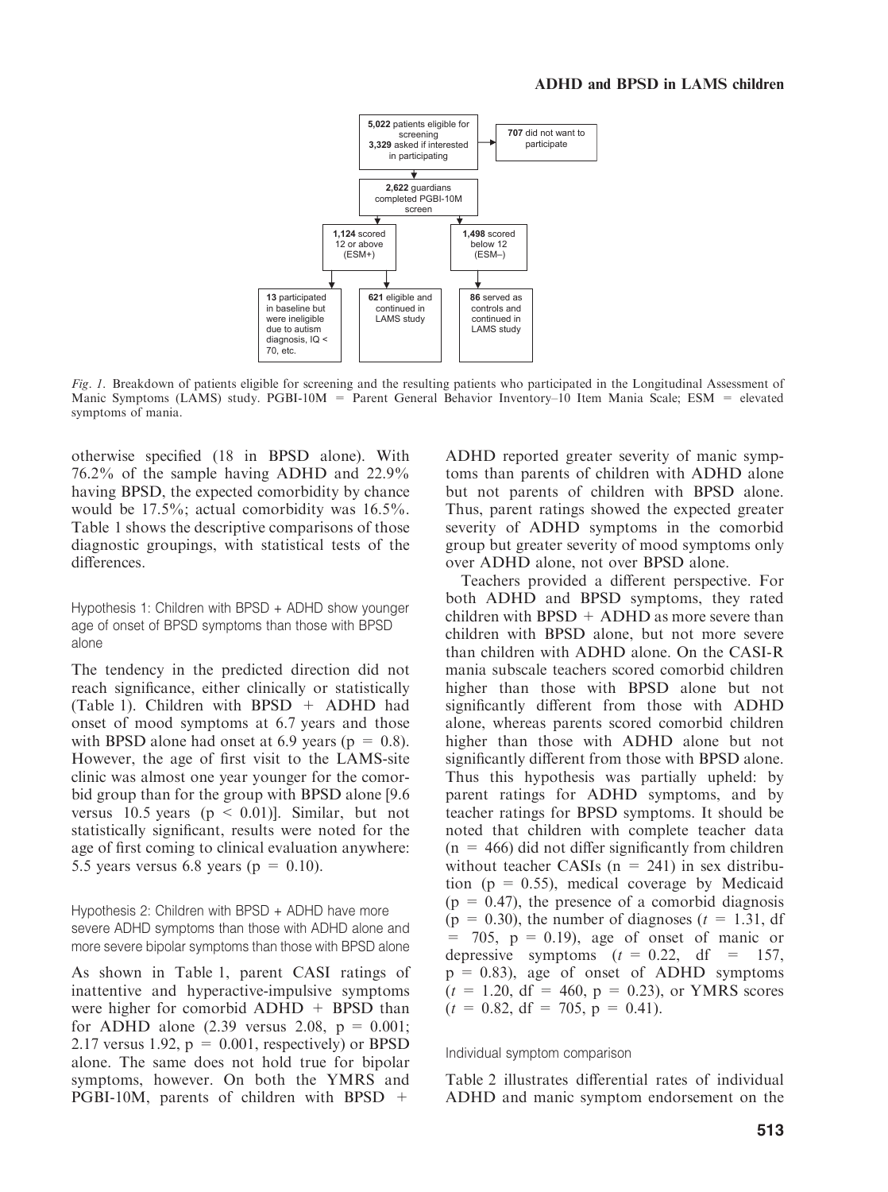5,022 patients eligible for screening
3,329 asked if interested in participating

707 did not want to participate

2,622 guardians completed PGBI-10M screen

1,124 scored 12 or above (ESM+)

1,498 scored below 12 (ESM–)

13 participated in baseline but were ineligible due to autism diagnosis, IQ < 70, etc.

621 eligible and continued in LAMS study

86 served as controls and continued in LAMS study

*Fig. 1.* Breakdown of patients eligible for screening and the resulting patients who participated in the Longitudinal Assessment of Manic Symptoms (LAMS) study. PGBI-10M = Parent General Behavior Inventory–10 Item Mania Scale; ESM = elevated symptoms of mania.

otherwise specified (18 in BPSD alone). With 76.2% of the sample having ADHD and 22.9% having BPSD, the expected comorbidity by chance would be 17.5%; actual comorbidity was 16.5%. Table 1 shows the descriptive comparisons of those diagnostic groupings, with statistical tests of the differences.

### Hypothesis 1: Children with BPSD + ADHD show younger age of onset of BPSD symptoms than those with BPSD alone

The tendency in the predicted direction did not reach significance, either clinically or statistically (Table 1). Children with BPSD + ADHD had onset of mood symptoms at 6.7 years and those with BPSD alone had onset at 6.9 years ($p = 0.8$). However, the age of first visit to the LAMS-site clinic was almost one year younger for the comorbid group than for the group with BPSD alone [9.6 versus 10.5 years ($p < 0.01$)]. Similar, but not statistically significant, results were noted for the age of first coming to clinical evaluation anywhere: 5.5 years versus 6.8 years ($p = 0.10$).

### Hypothesis 2: Children with BPSD + ADHD have more severe ADHD symptoms than those with ADHD alone and more severe bipolar symptoms than those with BPSD alone

As shown in Table 1, parent CASI ratings of inattentive and hyperactive-impulsive symptoms were higher for comorbid ADHD + BPSD than for ADHD alone (2.39 versus 2.08, $p = 0.001$; 2.17 versus 1.92, $p = 0.001$, respectively) or BPSD alone. The same does not hold true for bipolar symptoms, however. On both the YMRS and PGBI-10M, parents of children with BPSD + ADHD reported greater severity of manic symptoms than parents of children with ADHD alone but not parents of children with BPSD alone. Thus, parent ratings showed the expected greater severity of ADHD symptoms in the comorbid group but greater severity of mood symptoms only over ADHD alone, not over BPSD alone.

Teachers provided a different perspective. For both ADHD and BPSD symptoms, they rated children with BPSD + ADHD as more severe than children with BPSD alone, but not more severe than children with ADHD alone. On the CASI-R mania subscale teachers scored comorbid children higher than those with BPSD alone but not significantly different from those with ADHD alone, whereas parents scored comorbid children higher than those with ADHD alone but not significantly different from those with BPSD alone. Thus this hypothesis was partially upheld: by parent ratings for ADHD symptoms, and by teacher ratings for BPSD symptoms. It should be noted that children with complete teacher data ($n = 466$) did not differ significantly from children without teacher CASIs ($n = 241$) in sex distribution ($p = 0.55$), medical coverage by Medicaid ($p = 0.47$), the presence of a comorbid diagnosis ($p = 0.30$), the number of diagnoses ($t = 1.31$, df = 705, $p = 0.19$), age of onset of manic or depressive symptoms ($t = 0.22$, df = 157, $p = 0.83$), age of onset of ADHD symptoms ($t = 1.20$, df = 460, $p = 0.23$), or YMRS scores ($t = 0.82$, df = 705, $p = 0.41$).

### Individual symptom comparison

Table 2 illustrates differential rates of individual ADHD and manic symptom endorsement on the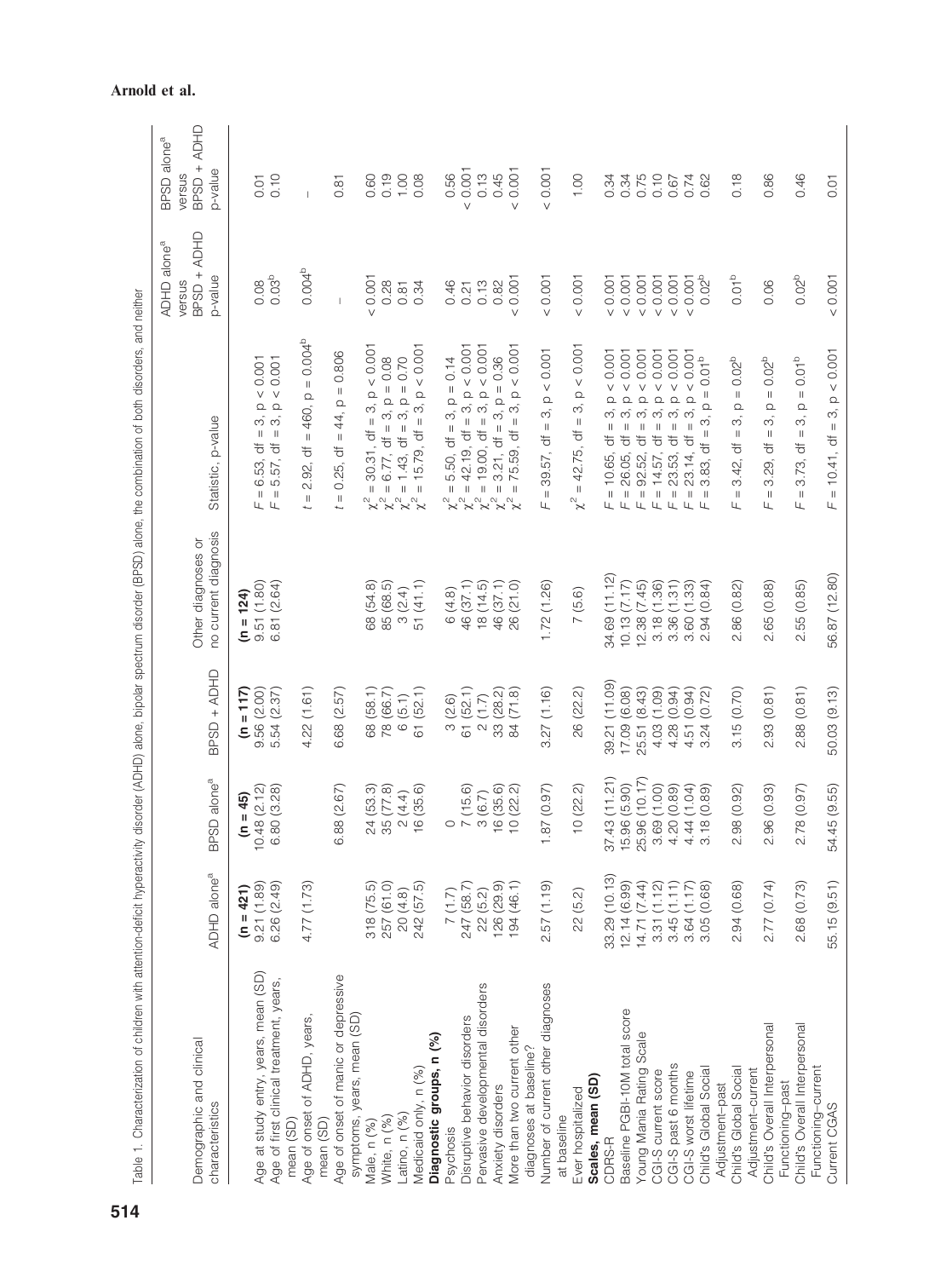Table 1. Characterization of children with attention-deficit hyperactivity disorder (ADHD) alone, bipolar spectrum disorder (BPSD) alone, the combination of both disorders, and neither

| Demographic and clinical characteristics | ADHD alone[a] | BPSD alone[a] | BPSD + ADHD | Other diagnoses or no current diagnosis | Statistic, p-value | ADHD alone[a] versus BPSD + ADHD p-value | BPSD alone[a] versus BPSD + ADHD p-value |
|---|---|---|---|---|---|---|---|
| | (n = 421) | (n = 45) | (n = 117) | (n = 124) | | | |
| Age at study entry, years, mean (SD) | 9.21 (1.89) | 10.48 (2.12) | 9.56 (2.00) | 9.51 (1.80) | $F = 6.53$, df = 3, $p < 0.001$ | 0.08 | 0.01 |
| Age of first clinical treatment, years, mean (SD) | 6.26 (2.49) | 6.80 (3.28) | 5.54 (2.37) | 6.81 (2.64) | $F = 5.57$, df = 3, $p < 0.001$ | 0.03[b] | 0.10 |
| Age of onset of ADHD, years, mean (SD) | 4.77 (1.73) | | 4.22 (1.61) | | $t = 2.92$, df = 460, $p = 0.004$[b] | 0.004[b] | – |
| Age of onset of manic or depressive symptoms, years, mean (SD) | | 6.88 (2.67) | 6.68 (2.57) | | $t = 0.25$, df = 44, $p = 0.806$ | – | 0.81 |
| Male, n (%) | 318 (75.5) | 24 (53.3) | 68 (58.1) | 68 (54.8) | $\chi^2 = 30.31$, df = 3, $p < 0.001$ | < 0.001 | 0.60 |
| White, n (%) | 257 (61.0) | 35 (77.8) | 78 (66.7) | 85 (68.5) | $\chi^2 = 6.77$, df = 3, $p = 0.08$ | 0.28 | 0.19 |
| Latino, n (%) | 20 (4.8) | 2 (4.4) | 6 (5.1) | 3 (2.4) | $\chi^2 = 1.43$, df = 3, $p = 0.70$ | 0.81 | 1.00 |
| Medicaid only, n (%) | 242 (57.5) | 16 (35.6) | 61 (52.1) | 51 (41.1) | $\chi^2 = 15.79$, df = 3, $p < 0.001$ | 0.34 | 0.08 |
| **Diagnostic groups, n (%)** | | | | | | | |
| Psychosis | 7 (1.7) | 0 | 3 (2.6) | 6 (4.8) | $\chi^2 = 5.50$, df = 3, $p = 0.14$ | 0.46 | 0.56 |
| Disruptive behavior disorders | 247 (58.7) | 7 (15.6) | 61 (52.1) | 46 (37.1) | $\chi^2 = 42.19$, df = 3, $p < 0.001$ | 0.21 | < 0.001 |
| Pervasive developmental disorders | 22 (5.2) | 3 (6.7) | 2 (1.7) | 18 (14.5) | $\chi^2 = 19.00$, df = 3, $p < 0.001$ | 0.13 | 0.13 |
| Anxiety disorders | 126 (29.9) | 16 (35.6) | 33 (28.2) | 46 (37.1) | $\chi^2 = 3.21$, df = 3, $p = 0.36$ | 0.82 | 0.45 |
| More than two current other diagnoses at baseline? | 194 (46.1) | 10 (22.2) | 84 (71.8) | 26 (21.0) | $\chi^2 = 75.59$, df = 3, $p < 0.001$ | < 0.001 | < 0.001 |
| Number of current other diagnoses at baseline | 2.57 (1.19) | 1.87 (0.97) | 3.27 (1.16) | 1.72 (1.26) | $F = 39.57$, df = 3, $p < 0.001$ | < 0.001 | < 0.001 |
| Ever hospitalized | 22 (5.2) | 10 (22.2) | 26 (22.2) | 7 (5.6) | $\chi^2 = 42.75$, df = 3, $p < 0.001$ | < 0.001 | 1.00 |
| **Scales, mean (SD)** | | | | | | | |
| CDRS-R | 33.29 (10.13) | 37.43 (11.21) | 39.21 (11.09) | 34.69 (11.12) | $F = 10.65$, df = 3, $p < 0.001$ | < 0.001 | 0.34 |
| Baseline PGBI-10M total score | 12.14 (6.99) | 15.96 (5.90) | 17.09 (6.08) | 10.13 (7.17) | $F = 26.05$, df = 3, $p < 0.001$ | < 0.001 | 0.34 |
| Young Mania Rating Scale | 14.71 (7.44) | 25.96 (10.17) | 25.51 (8.43) | 12.38 (7.45) | $F = 92.52$, df = 3, $p < 0.001$ | < 0.001 | 0.75 |
| CGI-S current score | 3.31 (1.12) | 3.69 (1.00) | 4.03 (1.09) | 3.18 (1.36) | $F = 14.57$, df = 3, $p < 0.001$ | < 0.001 | 0.10 |
| CGI-S past 6 months | 3.45 (1.11) | 4.20 (0.89) | 4.28 (0.94) | 3.36 (1.31) | $F = 23.53$, df = 3, $p < 0.001$ | < 0.001 | 0.67 |
| CGI-S worst lifetime | 3.64 (1.17) | 4.44 (1.04) | 4.51 (0.94) | 3.60 (1.33) | $F = 23.14$, df = 3, $p < 0.001$ | < 0.001 | 0.74 |
| Child's Global Social Adjustment–past | 3.05 (0.68) | 3.18 (0.89) | 3.24 (0.72) | 2.94 (0.84) | $F = 3.83$, df = 3, $p = 0.01$[b] | 0.02[b] | 0.62 |
| Child's Global Social Adjustment–current | 2.94 (0.68) | 2.98 (0.92) | 3.15 (0.70) | 2.86 (0.82) | $F = 3.42$, df = 3, $p = 0.02$[b] | 0.01[b] | 0.18 |
| Child's Overall Interpersonal Functioning–past | 2.77 (0.74) | 2.96 (0.93) | 2.93 (0.81) | 2.65 (0.88) | $F = 3.29$, df = 3, $p = 0.02$[b] | 0.06 | 0.86 |
| Child's Overall Interpersonal Functioning–current | 2.68 (0.73) | 2.78 (0.97) | 2.88 (0.81) | 2.55 (0.85) | $F = 3.73$, df = 3, $p = 0.01$[b] | 0.02[b] | 0.46 |
| Current CGAS | 55.15 (9.51) | 54.45 (9.55) | 50.03 (9.13) | 56.87 (12.80) | $F = 10.41$, df = 3, $p < 0.001$ | < 0.001 | 0.01 |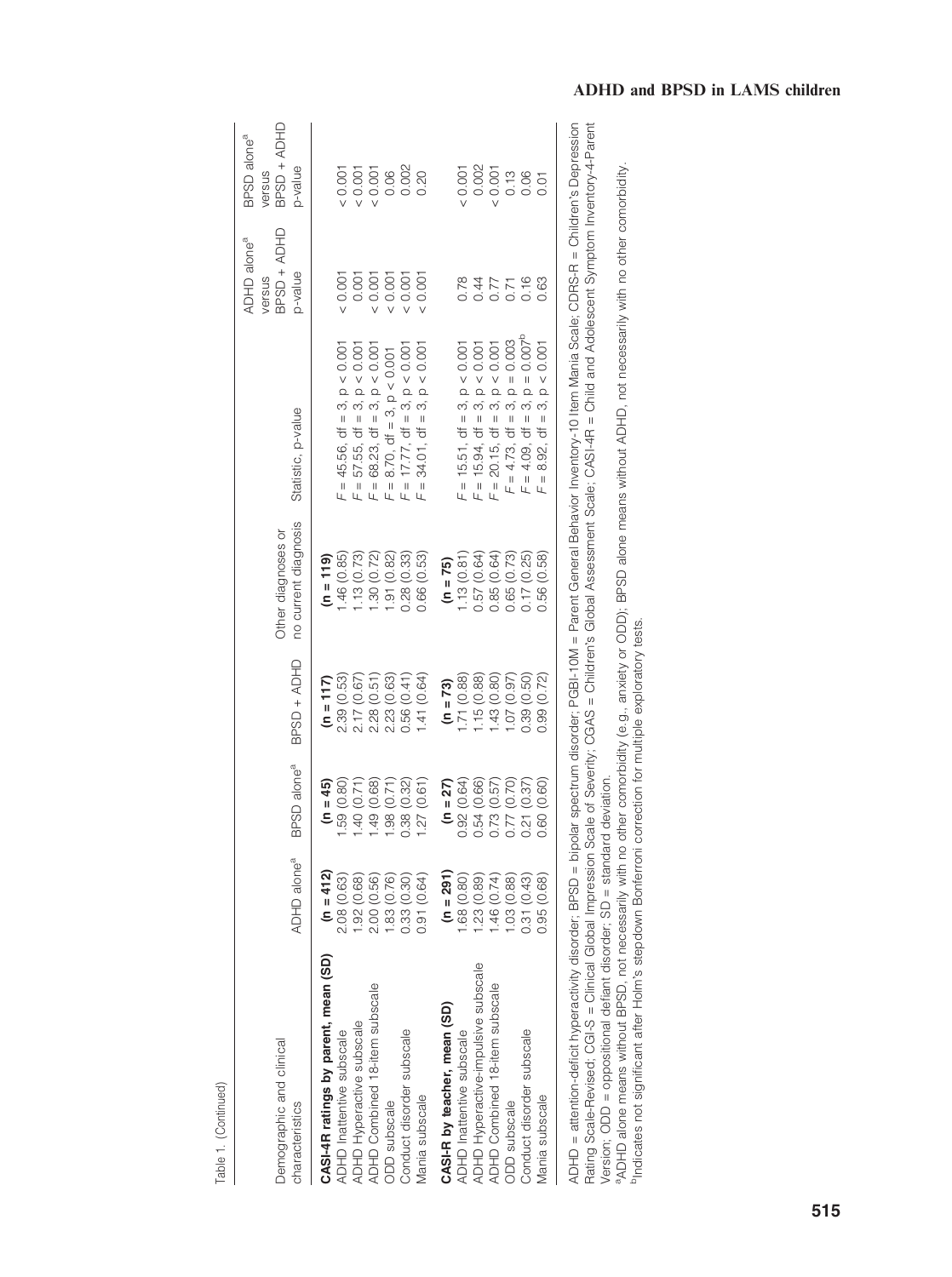Table 1. (Continued)

| Demographic and clinical characteristics | ADHD alone[a] | BPSD alone[a] | BPSD + ADHD | Other diagnoses or no current diagnosis | Statistic, p-value | ADHD alone[a] versus BPSD + ADHD p-value | BPSD alone[a] versus BPSD + ADHD p-value |
|---|---|---|---|---|---|---|---|
| **CASI-4R ratings by parent, mean (SD)** | **(n = 412)** | **(n = 45)** | **(n = 117)** | **(n = 119)** | | | |
| ADHD Inattentive subscale | 2.08 (0.63) | 1.59 (0.80) | 2.39 (0.53) | 1.46 (0.85) | $F = 45.56$, df = 3, $p < 0.001$ | < 0.001 | < 0.001 |
| ADHD Hyperactive subscale | 1.92 (0.68) | 1.40 (0.71) | 2.17 (0.67) | 1.13 (0.73) | $F = 57.55$, df = 3, $p < 0.001$ | 0.001 | < 0.001 |
| ADHD Combined 18-item subscale | 2.00 (0.56) | 1.49 (0.68) | 2.28 (0.51) | 1.30 (0.72) | $F = 68.23$, df = 3, $p < 0.001$ | < 0.001 | < 0.001 |
| ODD subscale | 1.83 (0.76) | 1.98 (0.71) | 2.23 (0.63) | 1.91 (0.82) | $F = 8.70$, df = 3, $p < 0.001$ | < 0.001 | 0.06 |
| Conduct disorder subscale | 0.33 (0.30) | 0.38 (0.32) | 0.56 (0.41) | 0.28 (0.33) | $F = 17.77$, df = 3, $p < 0.001$ | < 0.001 | 0.002 |
| Mania subscale | 0.91 (0.64) | 1.27 (0.61) | 1.41 (0.64) | 0.66 (0.53) | $F = 34.01$, df = 3, $p < 0.001$ | < 0.001 | 0.20 |
| **CASI-R by teacher, mean (SD)** | **(n = 291)** | **(n = 27)** | **(n = 73)** | **(n = 75)** | | | |
| ADHD Inattentive subscale | 1.68 (0.80) | 0.92 (0.64) | 1.71 (0.88) | 1.13 (0.81) | $F = 15.51$, df = 3, $p < 0.001$ | 0.78 | < 0.001 |
| ADHD Hyperactive-impulsive subscale | 1.23 (0.89) | 0.54 (0.66) | 1.15 (0.88) | 0.57 (0.64) | $F = 15.94$, df = 3, $p < 0.001$ | 0.44 | 0.002 |
| ADHD Combined 18-item subscale | 1.46 (0.74) | 0.73 (0.57) | 1.43 (0.80) | 0.85 (0.64) | $F = 20.15$, df = 3, $p < 0.001$ | 0.77 | < 0.001 |
| ODD subscale | 1.03 (0.88) | 0.77 (0.70) | 1.07 (0.97) | 0.65 (0.73) | $F = 4.73$, df = 3, $p = 0.003$ | 0.71 | 0.13 |
| Conduct disorder subscale | 0.31 (0.43) | 0.21 (0.37) | 0.39 (0.50) | 0.17 (0.25) | $F = 4.09$, df = 3, $p = 0.007$[b] | 0.16 | 0.06 |
| Mania subscale | 0.95 (0.68) | 0.60 (0.60) | 0.99 (0.72) | 0.56 (0.58) | $F = 8.92$, df = 3, $p < 0.001$ | 0.63 | 0.01 |

ADHD = attention-deficit hyperactivity disorder; BPSD = bipolar spectrum disorder; PGBI-10M = Parent General Behavior Inventory-10 Item Mania Scale; CDRS-R = Children's Depression Rating Scale-Revised; CGI-S = Clinical Global Impression Scale of Severity; CGAS = Children's Global Assessment Scale; CASI-4R = Child and Adolescent Symptom Inventory-4-Parent Version; ODD = oppositional defiant disorder; SD = standard deviation.

[a]ADHD alone means without BPSD, not necessarily with no other comorbidity (e.g., anxiety or ODD); BPSD alone means without ADHD, not necessarily with no other comorbidity.

[b]Indicates not significant after Holm's stepdown Bonferroni correction for multiple exploratory tests.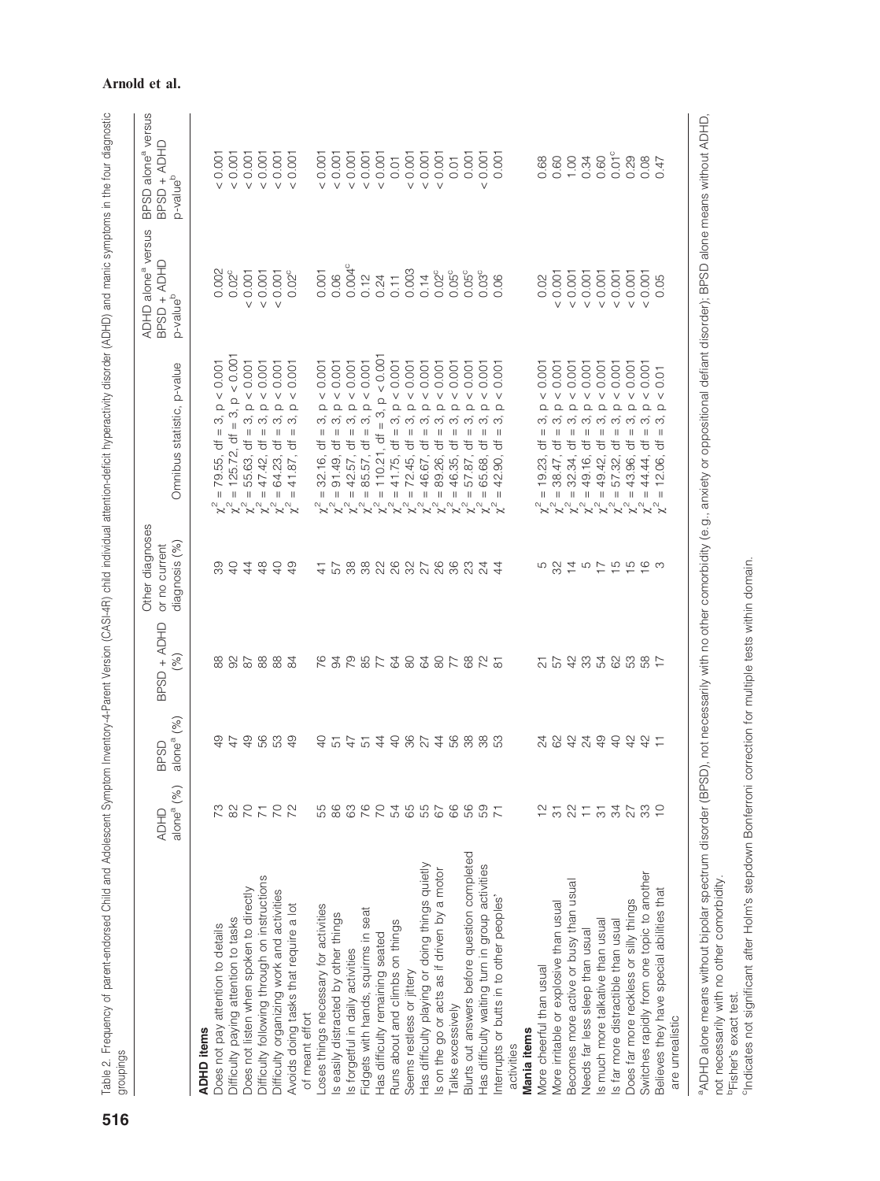Table 2. Frequency of parent-endorsed Child and Adolescent Symptom Inventory-4-Parent Version (CASI-4R) child individual attention-deficit hyperactivity disorder (ADHD) and manic symptoms in the four diagnostic groupings

| | ADHD alone[a] (%) | BPSD alone[a] (%) | BPSD + ADHD (%) | Other diagnoses or no current diagnosis (%) | Omnibus statistic, p-value | ADHD alone[a] versus BPSD + ADHD p-value[b] | BPSD alone[a] versus BPSD + ADHD p-value[b] |
|---|---|---|---|---|---|---|---|
| **ADHD items** | | | | | | | |
| Does not pay attention to details | 73 | 49 | 88 | 39 | $\chi^2 = 79.55$, df = 3, p < 0.001 | 0.002 | < 0.001 |
| Difficulty paying attention to tasks | 82 | 47 | 92 | 40 | $\chi^2 = 125.72$, df = 3, p < 0.001 | 0.02[c] | < 0.001 |
| Does not listen when spoken to directly | 70 | 49 | 87 | 44 | $\chi^2 = 55.63$, df = 3, p < 0.001 | < 0.001 | < 0.001 |
| Difficulty following through on instructions | 71 | 56 | 88 | 48 | $\chi^2 = 47.42$, df = 3, p < 0.001 | < 0.001 | < 0.001 |
| Difficulty organizing work and activities | 70 | 53 | 88 | 40 | $\chi^2 = 64.23$, df = 3, p < 0.001 | < 0.001 | < 0.001 |
| Avoids doing tasks that require a lot of meant effort | 72 | 49 | 84 | 49 | $\chi^2 = 41.87$, df = 3, p < 0.001 | 0.02[c] | < 0.001 |
| Loses things necessary for activities | 55 | 40 | 76 | 41 | $\chi^2 = 32.16$, df = 3, p < 0.001 | 0.001 | < 0.001 |
| Is easily distracted by other things | 86 | 51 | 94 | 57 | $\chi^2 = 91.49$, df = 3, p < 0.001 | 0.06 | < 0.001 |
| Is forgetful in daily activities | 63 | 47 | 79 | 38 | $\chi^2 = 42.57$, df = 3, p < 0.001 | 0.004[c] | < 0.001 |
| Fidgets with hands, squirms in seat | 76 | 51 | 85 | 38 | $\chi^2 = 85.57$, df = 3, p < 0.001 | 0.12 | < 0.001 |
| Has difficulty remaining seated | 70 | 44 | 77 | 22 | $\chi^2 = 110.21$, df = 3, p < 0.001 | 0.24 | < 0.001 |
| Runs about and climbs on things | 54 | 40 | 64 | 26 | $\chi^2 = 41.75$, df = 3, p < 0.001 | 0.11 | 0.01 |
| Seems restless or jittery | 65 | 36 | 80 | 32 | $\chi^2 = 72.45$, df = 3, p < 0.001 | 0.003 | < 0.001 |
| Has difficulty playing or doing things quietly | 55 | 27 | 64 | 27 | $\chi^2 = 46.67$, df = 3, p < 0.001 | 0.14 | < 0.001 |
| Is on the go or acts as if driven by a motor | 67 | 44 | 80 | 26 | $\chi^2 = 89.26$, df = 3, p < 0.001 | 0.02[c] | < 0.001 |
| Talks excessively | 66 | 56 | 77 | 36 | $\chi^2 = 46.35$, df = 3, p < 0.001 | 0.05[c] | 0.01 |
| Blurts out answers before question completed | 56 | 38 | 68 | 23 | $\chi^2 = 57.87$, df = 3, p < 0.001 | 0.05[c] | 0.001 |
| Has difficulty waiting turn in group activities | 59 | 38 | 72 | 24 | $\chi^2 = 65.68$, df = 3, p < 0.001 | 0.03[c] | < 0.001 |
| Interrupts or butts in to other peoples' activities | 71 | 53 | 81 | 44 | $\chi^2 = 42.90$, df = 3, p < 0.001 | 0.06 | 0.001 |
| **Mania items** | | | | | | | |
| More cheerful than usual | 12 | 24 | 21 | 5 | $\chi^2 = 19.23$, df = 3, p < 0.001 | 0.02 | 0.68 |
| More irritable or explosive than usual | 31 | 62 | 57 | 32 | $\chi^2 = 38.47$, df = 3, p < 0.001 | < 0.001 | 0.60 |
| Becomes more active or busy than usual | 22 | 42 | 42 | 14 | $\chi^2 = 32.34$, df = 3, p < 0.001 | < 0.001 | 1.00 |
| Needs far less sleep than usual | 11 | 24 | 33 | 5 | $\chi^2 = 49.16$, df = 3, p < 0.001 | < 0.001 | 0.34 |
| Is much more talkative than usual | 31 | 49 | 54 | 17 | $\chi^2 = 49.42$, df = 3, p < 0.001 | < 0.001 | 0.60 |
| Is far more distractible than usual | 34 | 40 | 62 | 15 | $\chi^2 = 57.32$, df = 3, p < 0.001 | < 0.001 | 0.01[c] |
| Does far more reckless or silly things | 27 | 42 | 53 | 15 | $\chi^2 = 43.96$, df = 3, p < 0.001 | < 0.001 | 0.29 |
| Switches rapidly from one topic to another | 33 | 42 | 58 | 16 | $\chi^2 = 44.44$, df = 3, p < 0.001 | < 0.001 | 0.08 |
| Believes they have special abilities that are unrealistic | 10 | 11 | 17 | 3 | $\chi^2 = 12.06$, df = 3, p < 0.01 | 0.05 | 0.47 |

[a]ADHD alone means without bipolar spectrum disorder (BPSD), not necessarily with no other comorbidity (e.g., anxiety or oppositional defiant disorder); BPSD alone means without ADHD, not necessarily with no other comorbidity.

[b]Fisher's exact test.

[c]Indicates not significant after Holm's stepdown Bonferroni correction for multiple tests within domain.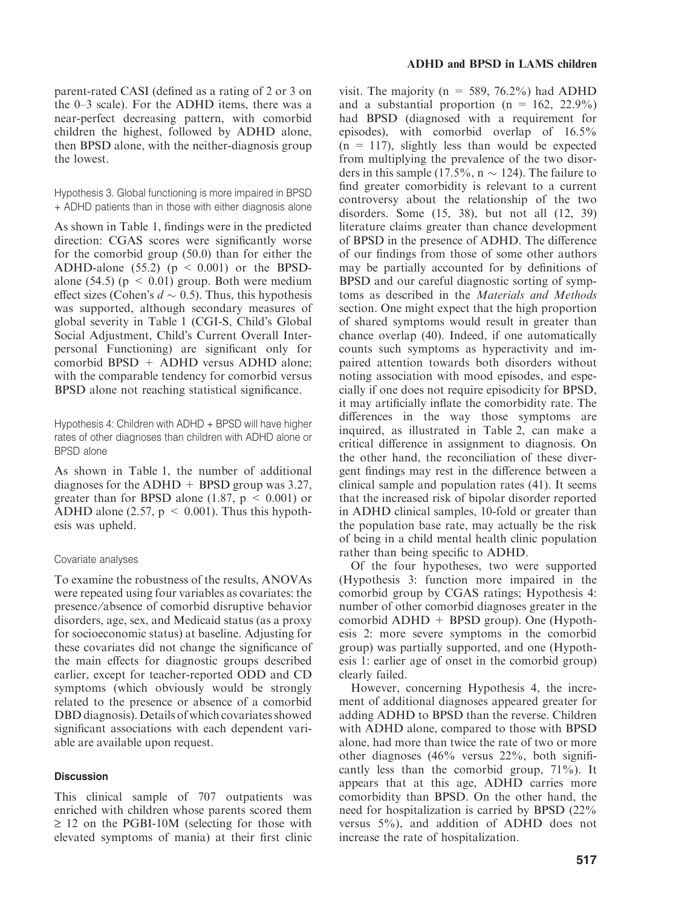parent-rated CASI (defined as a rating of 2 or 3 on the 0–3 scale). For the ADHD items, there was a near-perfect decreasing pattern, with comorbid children the highest, followed by ADHD alone, then BPSD alone, with the neither-diagnosis group the lowest.

### Hypothesis 3. Global functioning is more impaired in BPSD + ADHD patients than in those with either diagnosis alone

As shown in Table 1, findings were in the predicted direction: CGAS scores were significantly worse for the comorbid group (50.0) than for either the ADHD-alone (55.2) ($p < 0.001$) or the BPSD-alone (54.5) ($p < 0.01$) group. Both were medium effect sizes (Cohen's $d \sim 0.5$). Thus, this hypothesis was supported, although secondary measures of global severity in Table 1 (CGI-S, Child's Global Social Adjustment, Child's Current Overall Interpersonal Functioning) are significant only for comorbid BPSD + ADHD versus ADHD alone; with the comparable tendency for comorbid versus BPSD alone not reaching statistical significance.

### Hypothesis 4: Children with ADHD + BPSD will have higher rates of other diagnoses than children with ADHD alone or BPSD alone

As shown in Table 1, the number of additional diagnoses for the ADHD + BPSD group was 3.27, greater than for BPSD alone (1.87, $p < 0.001$) or ADHD alone (2.57, $p < 0.001$). Thus this hypothesis was upheld.

### Covariate analyses

To examine the robustness of the results, ANOVAs were repeated using four variables as covariates: the presence/absence of comorbid disruptive behavior disorders, age, sex, and Medicaid status (as a proxy for socioeconomic status) at baseline. Adjusting for these covariates did not change the significance of the main effects for diagnostic groups described earlier, except for teacher-reported ODD and CD symptoms (which obviously would be strongly related to the presence or absence of a comorbid DBD diagnosis). Details of which covariates showed significant associations with each dependent variable are available upon request.

## Discussion

This clinical sample of 707 outpatients was enriched with children whose parents scored them $\geq 12$ on the PGBI-10M (selecting for those with elevated symptoms of mania) at their first clinic visit. The majority (n = 589, 76.2%) had ADHD and a substantial proportion (n = 162, 22.9%) had BPSD (diagnosed with a requirement for episodes), with comorbid overlap of 16.5% (n = 117), slightly less than would be expected from multiplying the prevalence of the two disorders in this sample (17.5%, n ~ 124). The failure to find greater comorbidity is relevant to a current controversy about the relationship of the two disorders. Some (15, 38), but not all (12, 39) literature claims greater than chance development of BPSD in the presence of ADHD. The difference of our findings from those of some other authors may be partially accounted for by definitions of BPSD and our careful diagnostic sorting of symptoms as described in the *Materials and Methods* section. One might expect that the high proportion of shared symptoms would result in greater than chance overlap (40). Indeed, if one automatically counts such symptoms as hyperactivity and impaired attention towards both disorders without noting association with mood episodes, and especially if one does not require episodicity for BPSD, it may artificially inflate the comorbidity rate. The differences in the way those symptoms are inquired, as illustrated in Table 2, can make a critical difference in assignment to diagnosis. On the other hand, the reconciliation of these divergent findings may rest in the difference between a clinical sample and population rates (41). It seems that the increased risk of bipolar disorder reported in ADHD clinical samples, 10-fold or greater than the population base rate, may actually be the risk of being in a child mental health clinic population rather than being specific to ADHD.

Of the four hypotheses, two were supported (Hypothesis 3: function more impaired in the comorbid group by CGAS ratings; Hypothesis 4: number of other comorbid diagnoses greater in the comorbid ADHD + BPSD group). One (Hypothesis 2: more severe symptoms in the comorbid group) was partially supported, and one (Hypothesis 1: earlier age of onset in the comorbid group) clearly failed.

However, concerning Hypothesis 4, the increment of additional diagnoses appeared greater for adding ADHD to BPSD than the reverse. Children with ADHD alone, compared to those with BPSD alone, had more than twice the rate of two or more other diagnoses (46% versus 22%, both significantly less than the comorbid group, 71%). It appears that at this age, ADHD carries more comorbidity than BPSD. On the other hand, the need for hospitalization is carried by BPSD (22% versus 5%), and addition of ADHD does not increase the rate of hospitalization.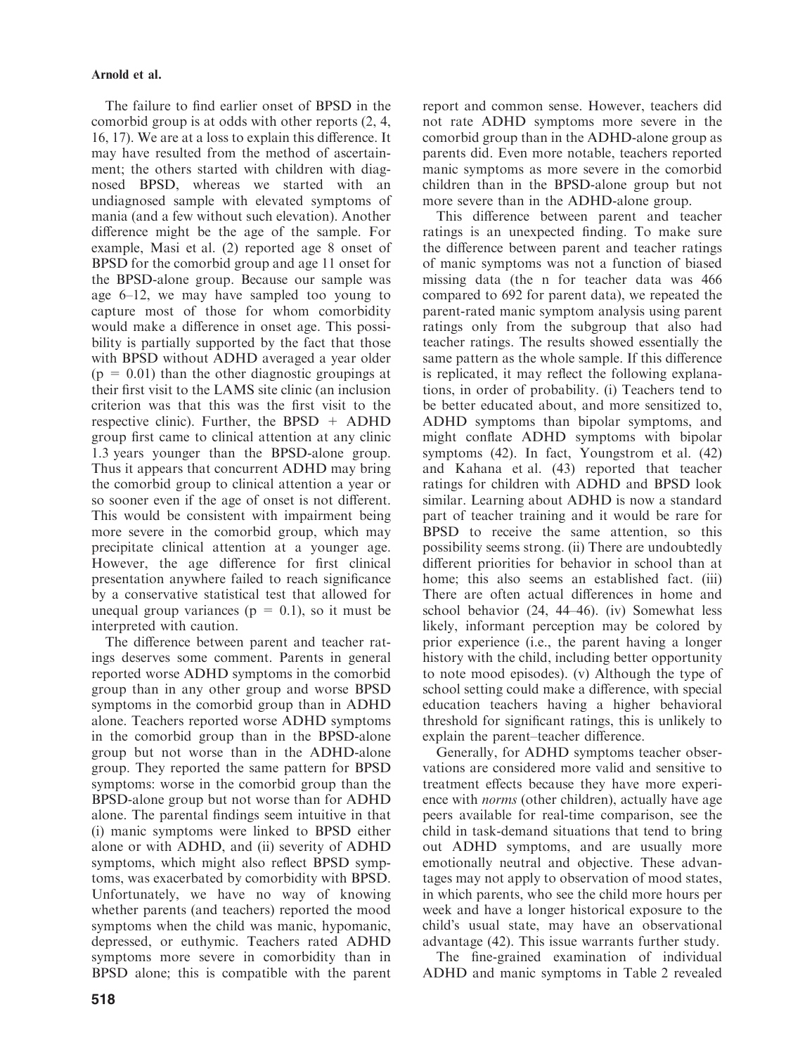The failure to find earlier onset of BPSD in the comorbid group is at odds with other reports (2, 4, 16, 17). We are at a loss to explain this difference. It may have resulted from the method of ascertainment; the others started with children with diagnosed BPSD, whereas we started with an undiagnosed sample with elevated symptoms of mania (and a few without such elevation). Another difference might be the age of the sample. For example, Masi et al. (2) reported age 8 onset of BPSD for the comorbid group and age 11 onset for the BPSD-alone group. Because our sample was age 6–12, we may have sampled too young to capture most of those for whom comorbidity would make a difference in onset age. This possibility is partially supported by the fact that those with BPSD without ADHD averaged a year older ($p = 0.01$) than the other diagnostic groupings at their first visit to the LAMS site clinic (an inclusion criterion was that this was the first visit to the respective clinic). Further, the BPSD + ADHD group first came to clinical attention at any clinic 1.3 years younger than the BPSD-alone group. Thus it appears that concurrent ADHD may bring the comorbid group to clinical attention a year or so sooner even if the age of onset is not different. This would be consistent with impairment being more severe in the comorbid group, which may precipitate clinical attention at a younger age. However, the age difference for first clinical presentation anywhere failed to reach significance by a conservative statistical test that allowed for unequal group variances ($p = 0.1$), so it must be interpreted with caution.

The difference between parent and teacher ratings deserves some comment. Parents in general reported worse ADHD symptoms in the comorbid group than in any other group and worse BPSD symptoms in the comorbid group than in ADHD alone. Teachers reported worse ADHD symptoms in the comorbid group than in the BPSD-alone group but not worse than in the ADHD-alone group. They reported the same pattern for BPSD symptoms: worse in the comorbid group than the BPSD-alone group but not worse than for ADHD alone. The parental findings seem intuitive in that (i) manic symptoms were linked to BPSD either alone or with ADHD, and (ii) severity of ADHD symptoms, which might also reflect BPSD symptoms, was exacerbated by comorbidity with BPSD. Unfortunately, we have no way of knowing whether parents (and teachers) reported the mood symptoms when the child was manic, hypomanic, depressed, or euthymic. Teachers rated ADHD symptoms more severe in comorbidity than in BPSD alone; this is compatible with the parent report and common sense. However, teachers did not rate ADHD symptoms more severe in the comorbid group than in the ADHD-alone group as parents did. Even more notable, teachers reported manic symptoms as more severe in the comorbid children than in the BPSD-alone group but not more severe than in the ADHD-alone group.

This difference between parent and teacher ratings is an unexpected finding. To make sure the difference between parent and teacher ratings of manic symptoms was not a function of biased missing data (the n for teacher data was 466 compared to 692 for parent data), we repeated the parent-rated manic symptom analysis using parent ratings only from the subgroup that also had teacher ratings. The results showed essentially the same pattern as the whole sample. If this difference is replicated, it may reflect the following explanations, in order of probability. (i) Teachers tend to be better educated about, and more sensitized to, ADHD symptoms than bipolar symptoms, and might conflate ADHD symptoms with bipolar symptoms (42). In fact, Youngstrom et al. (42) and Kahana et al. (43) reported that teacher ratings for children with ADHD and BPSD look similar. Learning about ADHD is now a standard part of teacher training and it would be rare for BPSD to receive the same attention, so this possibility seems strong. (ii) There are undoubtedly different priorities for behavior in school than at home; this also seems an established fact. (iii) There are often actual differences in home and school behavior (24, 44–46). (iv) Somewhat less likely, informant perception may be colored by prior experience (i.e., the parent having a longer history with the child, including better opportunity to note mood episodes). (v) Although the type of school setting could make a difference, with special education teachers having a higher behavioral threshold for significant ratings, this is unlikely to explain the parent–teacher difference.

Generally, for ADHD symptoms teacher observations are considered more valid and sensitive to treatment effects because they have more experience with *norms* (other children), actually have age peers available for real-time comparison, see the child in task-demand situations that tend to bring out ADHD symptoms, and are usually more emotionally neutral and objective. These advantages may not apply to observation of mood states, in which parents, who see the child more hours per week and have a longer historical exposure to the child's usual state, may have an observational advantage (42). This issue warrants further study.

The fine-grained examination of individual ADHD and manic symptoms in Table 2 revealed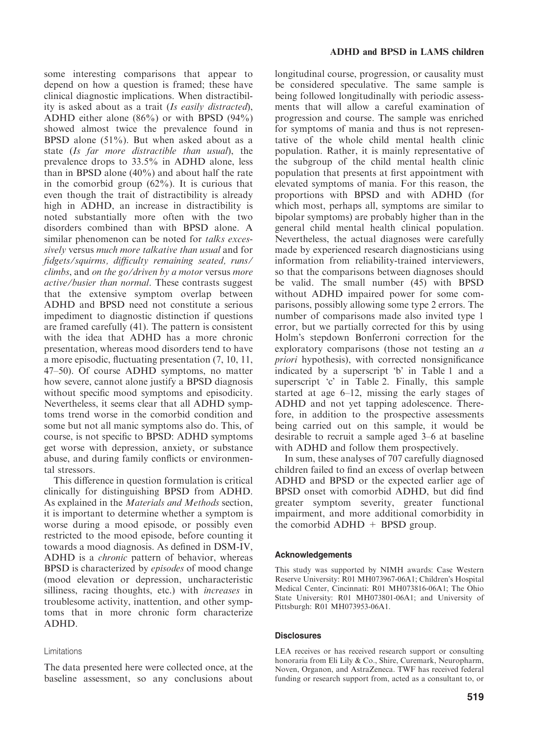some interesting comparisons that appear to depend on how a question is framed; these have clinical diagnostic implications. When distractibility is asked about as a trait (*Is easily distracted*), ADHD either alone (86%) or with BPSD (94%) showed almost twice the prevalence found in BPSD alone (51%). But when asked about as a state (*Is far more distractible than usual*), the prevalence drops to 33.5% in ADHD alone, less than in BPSD alone (40%) and about half the rate in the comorbid group (62%). It is curious that even though the trait of distractibility is already high in ADHD, an increase in distractibility is noted substantially more often with the two disorders combined than with BPSD alone. A similar phenomenon can be noted for *talks excessively* versus *much more talkative than usual* and for *fidgets/squirms, difficulty remaining seated, runs/climbs*, and *on the go/driven by a motor* versus *more active/busier than normal*. These contrasts suggest that the extensive symptom overlap between ADHD and BPSD need not constitute a serious impediment to diagnostic distinction if questions are framed carefully (41). The pattern is consistent with the idea that ADHD has a more chronic presentation, whereas mood disorders tend to have a more episodic, fluctuating presentation (7, 10, 11, 47–50). Of course ADHD symptoms, no matter how severe, cannot alone justify a BPSD diagnosis without specific mood symptoms and episodicity. Nevertheless, it seems clear that all ADHD symptoms trend worse in the comorbid condition and some but not all manic symptoms also do. This, of course, is not specific to BPSD: ADHD symptoms get worse with depression, anxiety, or substance abuse, and during family conflicts or environmental stressors.

This difference in question formulation is critical clinically for distinguishing BPSD from ADHD. As explained in the *Materials and Methods* section, it is important to determine whether a symptom is worse during a mood episode, or possibly even restricted to the mood episode, before counting it towards a mood diagnosis. As defined in DSM-IV, ADHD is a *chronic* pattern of behavior, whereas BPSD is characterized by *episodes* of mood change (mood elevation or depression, uncharacteristic silliness, racing thoughts, etc.) with *increases* in troublesome activity, inattention, and other symptoms that in more chronic form characterize ADHD.

### Limitations

The data presented here were collected once, at the baseline assessment, so any conclusions about longitudinal course, progression, or causality must be considered speculative. The same sample is being followed longitudinally with periodic assessments that will allow a careful examination of progression and course. The sample was enriched for symptoms of mania and thus is not representative of the whole child mental health clinic population. Rather, it is mainly representative of the subgroup of the child mental health clinic population that presents at first appointment with elevated symptoms of mania. For this reason, the proportions with BPSD and with ADHD (for which most, perhaps all, symptoms are similar to bipolar symptoms) are probably higher than in the general child mental health clinical population. Nevertheless, the actual diagnoses were carefully made by experienced research diagnosticians using information from reliability-trained interviewers, so that the comparisons between diagnoses should be valid. The small number (45) with BPSD without ADHD impaired power for some comparisons, possibly allowing some type 2 errors. The number of comparisons made also invited type 1 error, but we partially corrected for this by using Holm's stepdown Bonferroni correction for the exploratory comparisons (those not testing an *a priori* hypothesis), with corrected nonsignificance indicated by a superscript 'b' in Table 1 and a superscript 'c' in Table 2. Finally, this sample started at age 6–12, missing the early stages of ADHD and not yet tapping adolescence. Therefore, in addition to the prospective assessments being carried out on this sample, it would be desirable to recruit a sample aged 3–6 at baseline with ADHD and follow them prospectively.

In sum, these analyses of 707 carefully diagnosed children failed to find an excess of overlap between ADHD and BPSD or the expected earlier age of BPSD onset with comorbid ADHD, but did find greater symptom severity, greater functional impairment, and more additional comorbidity in the comorbid ADHD + BPSD group.

#### Acknowledgements

This study was supported by NIMH awards: Case Western Reserve University: R01 MH073967-06A1; Children's Hospital Medical Center, Cincinnati: R01 MH073816-06A1; The Ohio State University: R01 MH073801-06A1; and University of Pittsburgh: R01 MH073953-06A1.

#### Disclosures

LEA receives or has received research support or consulting honoraria from Eli Lily & Co., Shire, Curemark, Neuropharm, Noven, Organon, and AstraZeneca. TWF has received federal funding or research support from, acted as a consultant to, or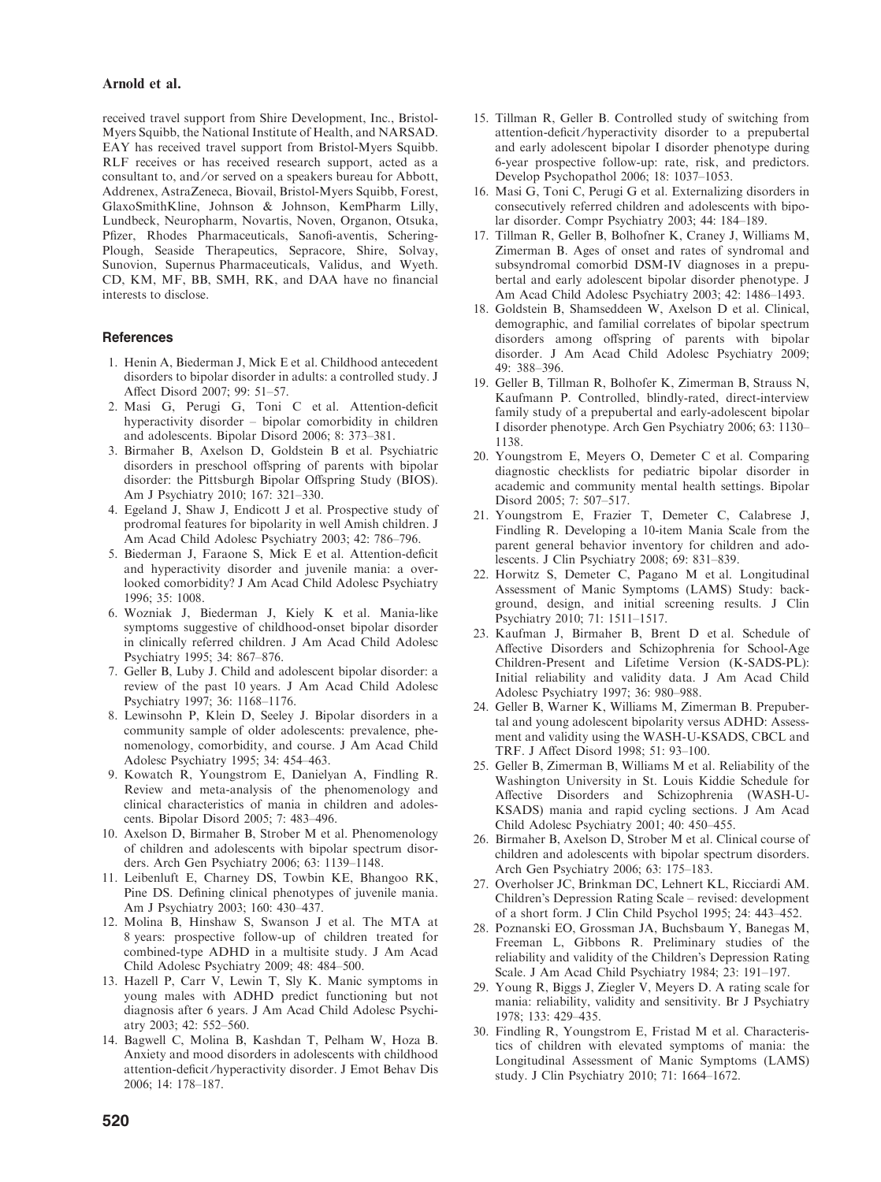received travel support from Shire Development, Inc., Bristol-Myers Squibb, the National Institute of Health, and NARSAD. EAY has received travel support from Bristol-Myers Squibb. RLF receives or has received research support, acted as a consultant to, and/or served on a speakers bureau for Abbott, Addrenex, AstraZeneca, Biovail, Bristol-Myers Squibb, Forest, GlaxoSmithKline, Johnson & Johnson, KemPharm Lilly, Lundbeck, Neuropharm, Novartis, Noven, Organon, Otsuka, Pfizer, Rhodes Pharmaceuticals, Sanofi-aventis, Schering-Plough, Seaside Therapeutics, Sepracore, Shire, Solvay, Sunovion, Supernus Pharmaceuticals, Validus, and Wyeth. CD, KM, MF, BB, SMH, RK, and DAA have no financial interests to disclose.

## References

1. Henin A, Biederman J, Mick E et al. Childhood antecedent disorders to bipolar disorder in adults: a controlled study. J Affect Disord 2007; 99: 51–57.
2. Masi G, Perugi G, Toni C et al. Attention-deficit hyperactivity disorder – bipolar comorbidity in children and adolescents. Bipolar Disord 2006; 8: 373–381.
3. Birmaher B, Axelson D, Goldstein B et al. Psychiatric disorders in preschool offspring of parents with bipolar disorder: the Pittsburgh Bipolar Offspring Study (BIOS). Am J Psychiatry 2010; 167: 321–330.
4. Egeland J, Shaw J, Endicott J et al. Prospective study of prodromal features for bipolarity in well Amish children. J Am Acad Child Adolesc Psychiatry 2003; 42: 786–796.
5. Biederman J, Faraone S, Mick E et al. Attention-deficit and hyperactivity disorder and juvenile mania: an overlooked comorbidity? J Am Acad Child Adolesc Psychiatry 1996; 35: 1008.
6. Wozniak J, Biederman J, Kiely K et al. Mania-like symptoms suggestive of childhood-onset bipolar disorder in clinically referred children. J Am Acad Child Adolesc Psychiatry 1995; 34: 867–876.
7. Geller B, Luby J. Child and adolescent bipolar disorder: a review of the past 10 years. J Am Acad Child Adolesc Psychiatry 1997; 36: 1168–1176.
8. Lewinsohn P, Klein D, Seeley J. Bipolar disorders in a community sample of older adolescents: prevalence, phenomenology, comorbidity, and course. J Am Acad Child Adolesc Psychiatry 1995; 34: 454–463.
9. Kowatch R, Youngstrom E, Danielyan A, Findling R. Review and meta-analysis of the phenomenology and clinical characteristics of mania in children and adolescents. Bipolar Disord 2005; 7: 483–496.
10. Axelson D, Birmaher B, Strober M et al. Phenomenology of children and adolescents with bipolar spectrum disorders. Arch Gen Psychiatry 2006; 63: 1139–1148.
11. Leibenluft E, Charney DS, Towbin KE, Bhangoo RK, Pine DS. Defining clinical phenotypes of juvenile mania. Am J Psychiatry 2003; 160: 430–437.
12. Molina B, Hinshaw S, Swanson J et al. The MTA at 8 years: prospective follow-up of children treated for combined-type ADHD in a multisite study. J Am Acad Child Adolesc Psychiatry 2009; 48: 484–500.
13. Hazell P, Carr V, Lewin T, Sly K. Manic symptoms in young males with ADHD predict functioning but not diagnosis after 6 years. J Am Acad Child Adolesc Psychiatry 2003; 42: 552–560.
14. Bagwell C, Molina B, Kashdan T, Pelham W, Hoza B. Anxiety and mood disorders in adolescents with childhood attention-deficit/hyperactivity disorder. J Emot Behav Dis 2006; 14: 178–187.
15. Tillman R, Geller B. Controlled study of switching from attention-deficit/hyperactivity disorder to a prepubertal and early adolescent bipolar I disorder phenotype during 6-year prospective follow-up: rate, risk, and predictors. Develop Psychopathol 2006; 18: 1037–1053.
16. Masi G, Toni C, Perugi G et al. Externalizing disorders in consecutively referred children and adolescents with bipolar disorder. Compr Psychiatry 2003; 44: 184–189.
17. Tillman R, Geller B, Bolhofner K, Craney J, Williams M, Zimerman B. Ages of onset and rates of syndromal and subsyndromal comorbid DSM-IV diagnoses in a prepubertal and early adolescent bipolar disorder phenotype. J Am Acad Child Adolesc Psychiatry 2003; 42: 1486–1493.
18. Goldstein B, Shamseddeen W, Axelson D et al. Clinical, demographic, and familial correlates of bipolar spectrum disorders among offspring of parents with bipolar disorder. J Am Acad Child Adolesc Psychiatry 2009; 49: 388–396.
19. Geller B, Tillman R, Bolhofer K, Zimerman B, Strauss N, Kaufmann P. Controlled, blindly-rated, direct-interview family study of a prepubertal and early-adolescent bipolar I disorder phenotype. Arch Gen Psychiatry 2006; 63: 1130–1138.
20. Youngstrom E, Meyers O, Demeter C et al. Comparing diagnostic checklists for pediatric bipolar disorder in academic and community mental health settings. Bipolar Disord 2005; 7: 507–517.
21. Youngstrom E, Frazier T, Demeter C, Calabrese J, Findling R. Developing a 10-item Mania Scale from the parent general behavior inventory for children and adolescents. J Clin Psychiatry 2008; 69: 831–839.
22. Horwitz S, Demeter C, Pagano M et al. Longitudinal Assessment of Manic Symptoms (LAMS) Study: background, design, and initial screening results. J Clin Psychiatry 2010; 71: 1511–1517.
23. Kaufman J, Birmaher B, Brent D et al. Schedule of Affective Disorders and Schizophrenia for School-Age Children-Present and Lifetime Version (K-SADS-PL): Initial reliability and validity data. J Am Acad Child Adolesc Psychiatry 1997; 36: 980–988.
24. Geller B, Warner K, Williams M, Zimerman B. Prepubertal and young adolescent bipolarity versus ADHD: Assessment and validity using the WASH-U-KSADS, CBCL and TRF. J Affect Disord 1998; 51: 93–100.
25. Geller B, Zimerman B, Williams M et al. Reliability of the Washington University in St. Louis Kiddie Schedule for Affective Disorders and Schizophrenia (WASH-U-KSADS) mania and rapid cycling sections. J Am Acad Child Adolesc Psychiatry 2001; 40: 450–455.
26. Birmaher B, Axelson D, Strober M et al. Clinical course of children and adolescents with bipolar spectrum disorders. Arch Gen Psychiatry 2006; 63: 175–183.
27. Overholser JC, Brinkman DC, Lehnert KL, Ricciardi AM. Children's Depression Rating Scale – revised: development of a short form. J Clin Child Psychol 1995; 24: 443–452.
28. Poznanski EO, Grossman JA, Buchsbaum Y, Banegas M, Freeman L, Gibbons R. Preliminary studies of the reliability and validity of the Children's Depression Rating Scale. J Am Acad Child Psychiatry 1984; 23: 191–197.
29. Young R, Biggs J, Ziegler V, Meyers D. A rating scale for mania: reliability, validity and sensitivity. Br J Psychiatry 1978; 133: 429–435.
30. Findling R, Youngstrom E, Fristad M et al. Characteristics of children with elevated symptoms of mania: the Longitudinal Assessment of Manic Symptoms (LAMS) study. J Clin Psychiatry 2010; 71: 1664–1672.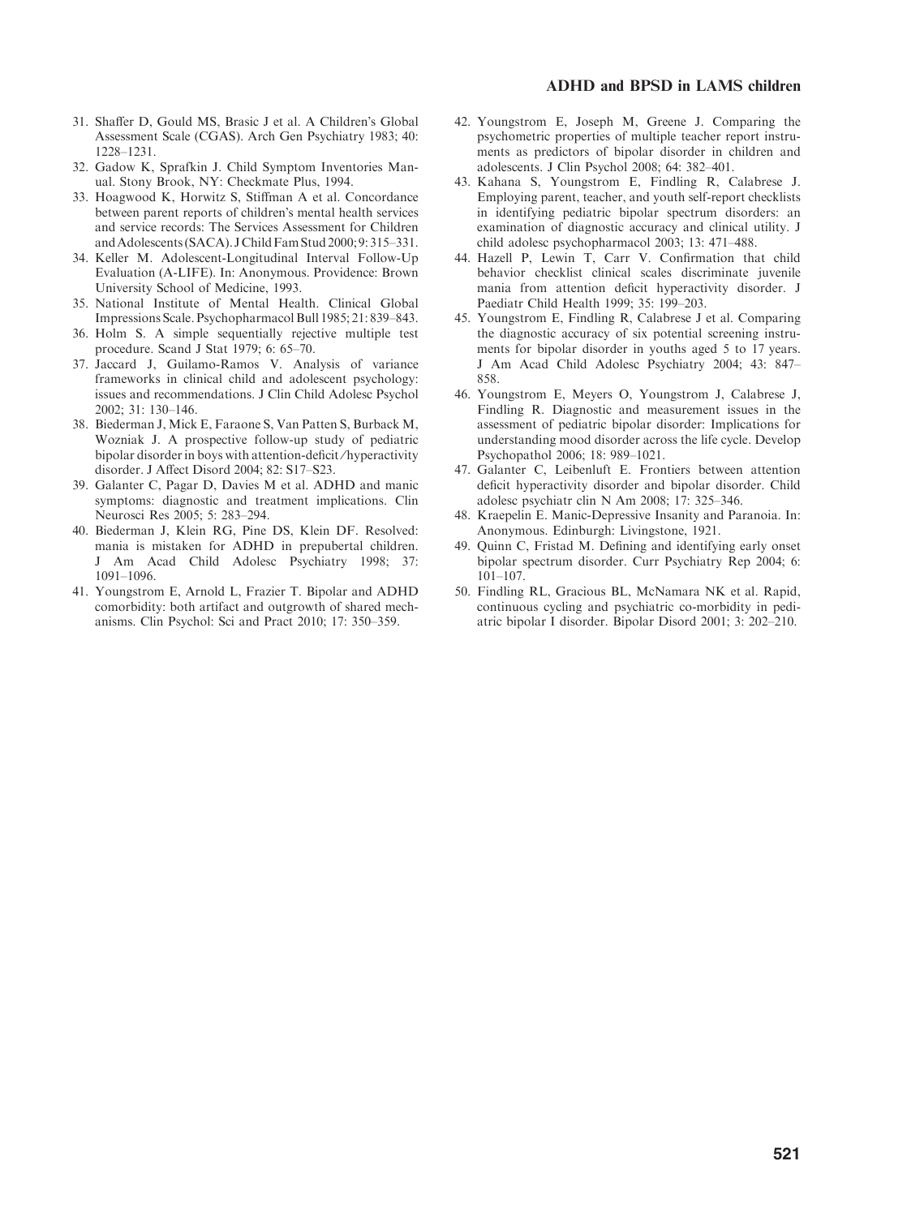31. Shaffer D, Gould MS, Brasic J et al. A Children's Global Assessment Scale (CGAS). Arch Gen Psychiatry 1983; 40: 1228–1231.
32. Gadow K, Sprafkin J. Child Symptom Inventories Manual. Stony Brook, NY: Checkmate Plus, 1994.
33. Hoagwood K, Horwitz S, Stiffman A et al. Concordance between parent reports of children's mental health services and service records: The Services Assessment for Children and Adolescents (SACA). J Child Fam Stud 2000; 9: 315–331.
34. Keller M. Adolescent-Longitudinal Interval Follow-Up Evaluation (A-LIFE). In: Anonymous. Providence: Brown University School of Medicine, 1993.
35. National Institute of Mental Health. Clinical Global Impressions Scale. Psychopharmacol Bull 1985; 21: 839–843.
36. Holm S. A simple sequentially rejective multiple test procedure. Scand J Stat 1979; 6: 65–70.
37. Jaccard J, Guilamo-Ramos V. Analysis of variance frameworks in clinical child and adolescent psychology: issues and recommendations. J Clin Child Adolesc Psychol 2002; 31: 130–146.
38. Biederman J, Mick E, Faraone S, Van Patten S, Burback M, Wozniak J. A prospective follow-up study of pediatric bipolar disorder in boys with attention-deficit/hyperactivity disorder. J Affect Disord 2004; 82: S17–S23.
39. Galanter C, Pagar D, Davies M et al. ADHD and manic symptoms: diagnostic and treatment implications. Clin Neurosci Res 2005; 5: 283–294.
40. Biederman J, Klein RG, Pine DS, Klein DF. Resolved: mania is mistaken for ADHD in prepubertal children. J Am Acad Child Adolesc Psychiatry 1998; 37: 1091–1096.
41. Youngstrom E, Arnold L, Frazier T. Bipolar and ADHD comorbidity: both artifact and outgrowth of shared mechanisms. Clin Psychol: Sci and Pract 2010; 17: 350–359.
42. Youngstrom E, Joseph M, Greene J. Comparing the psychometric properties of multiple teacher report instruments as predictors of bipolar disorder in children and adolescents. J Clin Psychol 2008; 64: 382–401.
43. Kahana S, Youngstrom E, Findling R, Calabrese J. Employing parent, teacher, and youth self-report checklists in identifying pediatric bipolar spectrum disorders: an examination of diagnostic accuracy and clinical utility. J child adolesc psychopharmacol 2003; 13: 471–488.
44. Hazell P, Lewin T, Carr V. Confirmation that child behavior checklist clinical scales discriminate juvenile mania from attention deficit hyperactivity disorder. J Paediatr Child Health 1999; 35: 199–203.
45. Youngstrom E, Findling R, Calabrese J et al. Comparing the diagnostic accuracy of six potential screening instruments for bipolar disorder in youths aged 5 to 17 years. J Am Acad Child Adolesc Psychiatry 2004; 43: 847–858.
46. Youngstrom E, Meyers O, Youngstrom J, Calabrese J, Findling R. Diagnostic and measurement issues in the assessment of pediatric bipolar disorder: Implications for understanding mood disorder across the life cycle. Develop Psychopathol 2006; 18: 989–1021.
47. Galanter C, Leibenluft E. Frontiers between attention deficit hyperactivity disorder and bipolar disorder. Child adolesc psychiatr clin N Am 2008; 17: 325–346.
48. Kraepelin E. Manic-Depressive Insanity and Paranoia. In: Anonymous. Edinburgh: Livingstone, 1921.
49. Quinn C, Fristad M. Defining and identifying early onset bipolar spectrum disorder. Curr Psychiatry Rep 2004; 6: 101–107.
50. Findling RL, Gracious BL, McNamara NK et al. Rapid, continuous cycling and psychiatric co-morbidity in pediatric bipolar I disorder. Bipolar Disord 2001; 3: 202–210.